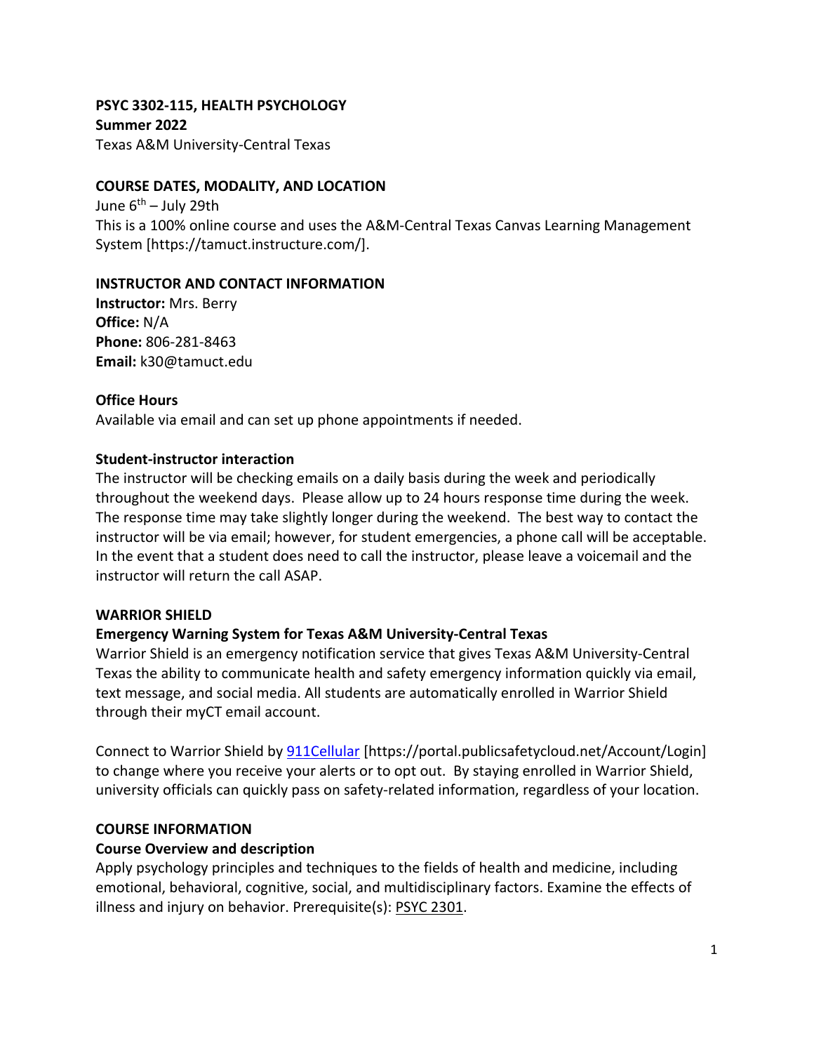**PSYC 3302-115, HEALTH PSYCHOLOGY**
**Summer 2022**
Texas A&M University-Central Texas

## COURSE DATES, MODALITY, AND LOCATION

June 6th – July 29th
This is a 100% online course and uses the A&M-Central Texas Canvas Learning Management System [https://tamuct.instructure.com/].

## INSTRUCTOR AND CONTACT INFORMATION

**Instructor:** Mrs. Berry
**Office:** N/A
**Phone:** 806-281-8463
**Email:** k30@tamuct.edu

### Office Hours

Available via email and can set up phone appointments if needed.

### Student-instructor interaction

The instructor will be checking emails on a daily basis during the week and periodically throughout the weekend days. Please allow up to 24 hours response time during the week. The response time may take slightly longer during the weekend. The best way to contact the instructor will be via email; however, for student emergencies, a phone call will be acceptable. In the event that a student does need to call the instructor, please leave a voicemail and the instructor will return the call ASAP.

## WARRIOR SHIELD

### Emergency Warning System for Texas A&M University-Central Texas

Warrior Shield is an emergency notification service that gives Texas A&M University-Central Texas the ability to communicate health and safety emergency information quickly via email, text message, and social media. All students are automatically enrolled in Warrior Shield through their myCT email account.

Connect to Warrior Shield by 911Cellular [https://portal.publicsafetycloud.net/Account/Login] to change where you receive your alerts or to opt out. By staying enrolled in Warrior Shield, university officials can quickly pass on safety-related information, regardless of your location.

## COURSE INFORMATION

### Course Overview and description

Apply psychology principles and techniques to the fields of health and medicine, including emotional, behavioral, cognitive, social, and multidisciplinary factors. Examine the effects of illness and injury on behavior. Prerequisite(s): PSYC 2301.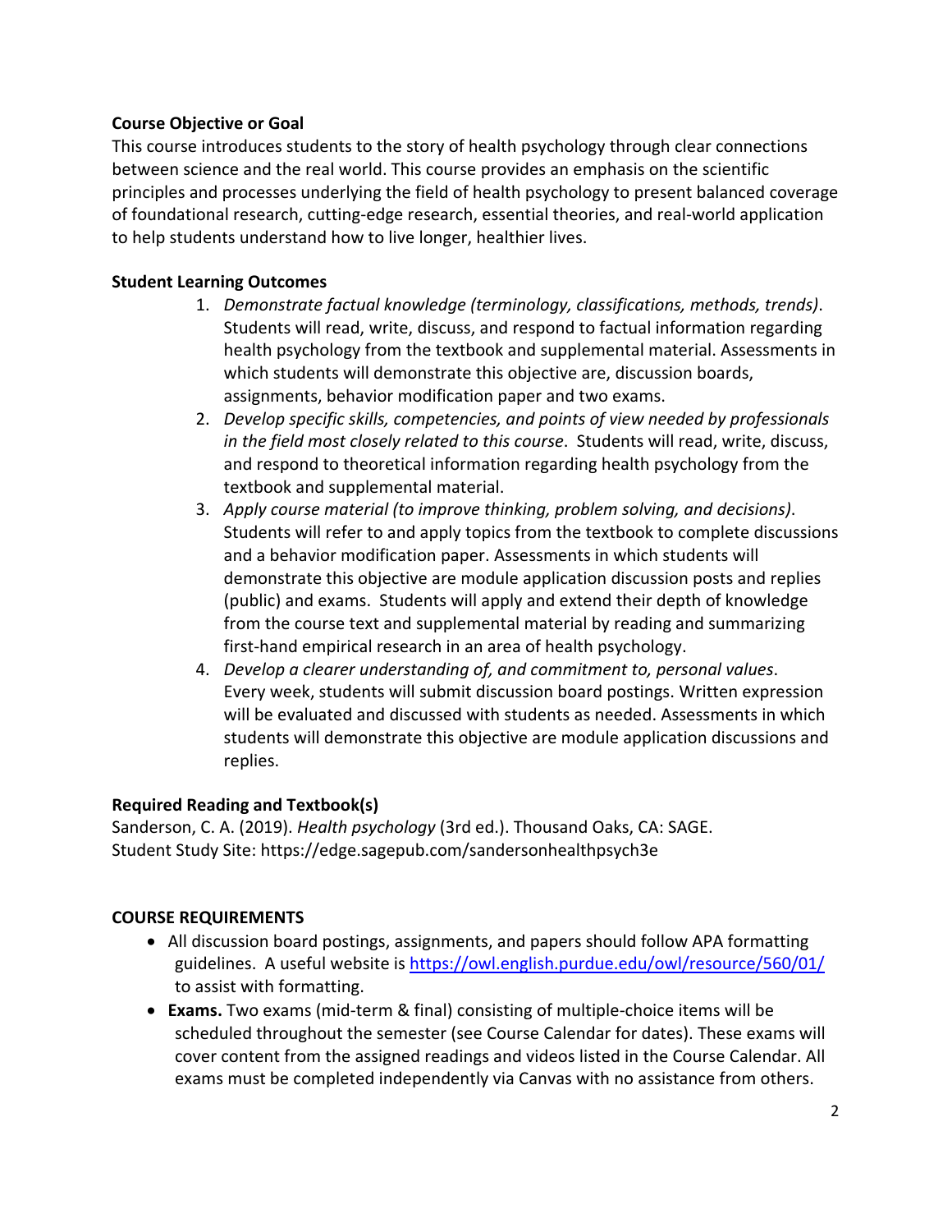**Course Objective or Goal**

This course introduces students to the story of health psychology through clear connections between science and the real world. This course provides an emphasis on the scientific principles and processes underlying the field of health psychology to present balanced coverage of foundational research, cutting-edge research, essential theories, and real-world application to help students understand how to live longer, healthier lives.

**Student Learning Outcomes**

1. *Demonstrate factual knowledge (terminology, classifications, methods, trends)*. Students will read, write, discuss, and respond to factual information regarding health psychology from the textbook and supplemental material. Assessments in which students will demonstrate this objective are, discussion boards, assignments, behavior modification paper and two exams.
2. *Develop specific skills, competencies, and points of view needed by professionals in the field most closely related to this course*. Students will read, write, discuss, and respond to theoretical information regarding health psychology from the textbook and supplemental material.
3. *Apply course material (to improve thinking, problem solving, and decisions)*. Students will refer to and apply topics from the textbook to complete discussions and a behavior modification paper. Assessments in which students will demonstrate this objective are module application discussion posts and replies (public) and exams. Students will apply and extend their depth of knowledge from the course text and supplemental material by reading and summarizing first-hand empirical research in an area of health psychology.
4. *Develop a clearer understanding of, and commitment to, personal values*. Every week, students will submit discussion board postings. Written expression will be evaluated and discussed with students as needed. Assessments in which students will demonstrate this objective are module application discussions and replies.

**Required Reading and Textbook(s)**

Sanderson, C. A. (2019). *Health psychology* (3rd ed.). Thousand Oaks, CA: SAGE.
Student Study Site: https://edge.sagepub.com/sandersonhealthpsych3e

**COURSE REQUIREMENTS**

- All discussion board postings, assignments, and papers should follow APA formatting guidelines. A useful website is https://owl.english.purdue.edu/owl/resource/560/01/ to assist with formatting.
- **Exams.** Two exams (mid-term & final) consisting of multiple-choice items will be scheduled throughout the semester (see Course Calendar for dates). These exams will cover content from the assigned readings and videos listed in the Course Calendar. All exams must be completed independently via Canvas with no assistance from others.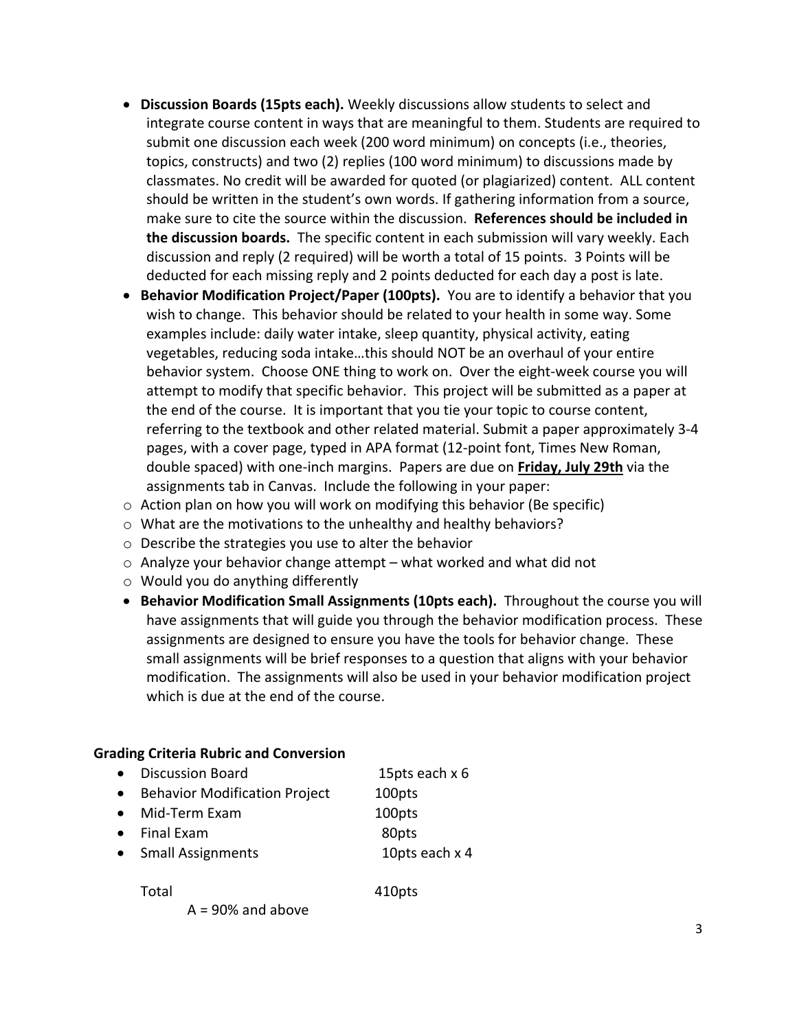- **Discussion Boards (15pts each).** Weekly discussions allow students to select and integrate course content in ways that are meaningful to them. Students are required to submit one discussion each week (200 word minimum) on concepts (i.e., theories, topics, constructs) and two (2) replies (100 word minimum) to discussions made by classmates. No credit will be awarded for quoted (or plagiarized) content. ALL content should be written in the student's own words. If gathering information from a source, make sure to cite the source within the discussion. **References should be included in the discussion boards.** The specific content in each submission will vary weekly. Each discussion and reply (2 required) will be worth a total of 15 points. 3 Points will be deducted for each missing reply and 2 points deducted for each day a post is late.
- **Behavior Modification Project/Paper (100pts).** You are to identify a behavior that you wish to change. This behavior should be related to your health in some way. Some examples include: daily water intake, sleep quantity, physical activity, eating vegetables, reducing soda intake…this should NOT be an overhaul of your entire behavior system. Choose ONE thing to work on. Over the eight-week course you will attempt to modify that specific behavior. This project will be submitted as a paper at the end of the course. It is important that you tie your topic to course content, referring to the textbook and other related material. Submit a paper approximately 3-4 pages, with a cover page, typed in APA format (12-point font, Times New Roman, double spaced) with one-inch margins. Papers are due on **<u>Friday, July 29th</u>** via the assignments tab in Canvas. Include the following in your paper:
  - Action plan on how you will work on modifying this behavior (Be specific)
  - What are the motivations to the unhealthy and healthy behaviors?
  - Describe the strategies you use to alter the behavior
  - Analyze your behavior change attempt – what worked and what did not
  - Would you do anything differently
- **Behavior Modification Small Assignments (10pts each).** Throughout the course you will have assignments that will guide you through the behavior modification process. These assignments are designed to ensure you have the tools for behavior change. These small assignments will be brief responses to a question that aligns with your behavior modification. The assignments will also be used in your behavior modification project which is due at the end of the course.

**Grading Criteria Rubric and Conversion**

- Discussion Board — 15pts each x 6
- Behavior Modification Project — 100pts
- Mid-Term Exam — 100pts
- Final Exam — 80pts
- Small Assignments — 10pts each x 4

Total — 410pts

A = 90% and above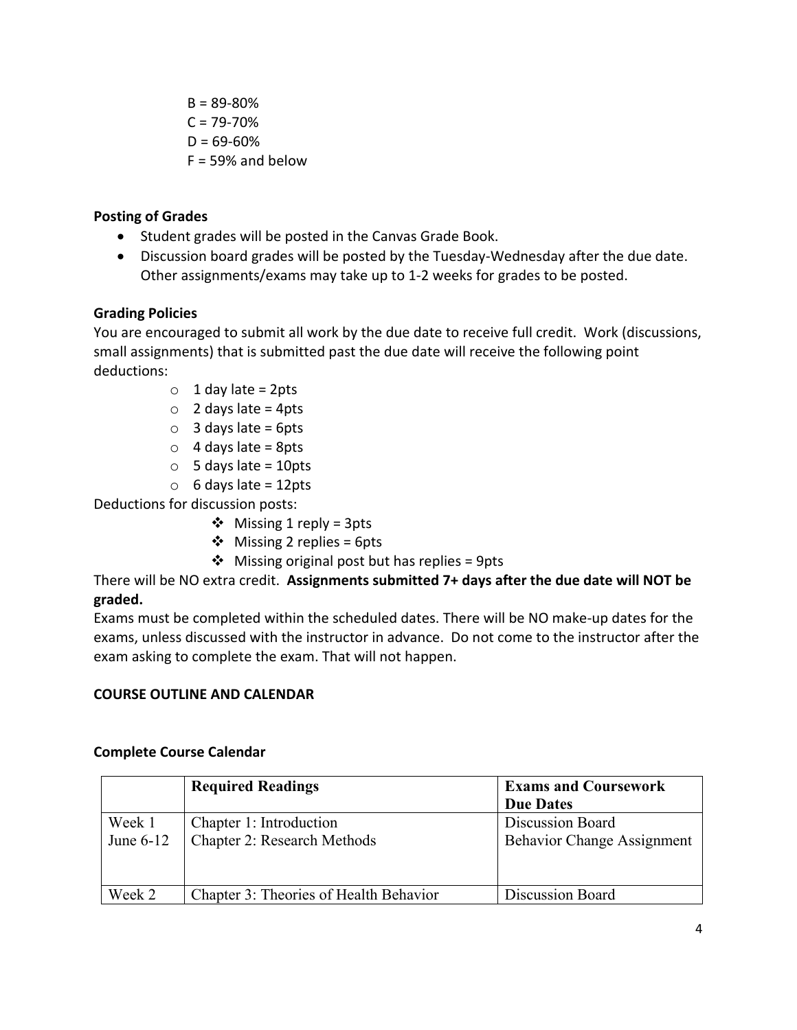B = 89-80%
C = 79-70%
D = 69-60%
F = 59% and below

**Posting of Grades**

- Student grades will be posted in the Canvas Grade Book.
- Discussion board grades will be posted by the Tuesday-Wednesday after the due date. Other assignments/exams may take up to 1-2 weeks for grades to be posted.

**Grading Policies**

You are encouraged to submit all work by the due date to receive full credit. Work (discussions, small assignments) that is submitted past the due date will receive the following point deductions:

- 1 day late = 2pts
- 2 days late = 4pts
- 3 days late = 6pts
- 4 days late = 8pts
- 5 days late = 10pts
- 6 days late = 12pts

Deductions for discussion posts:

- Missing 1 reply = 3pts
- Missing 2 replies = 6pts
- Missing original post but has replies = 9pts

There will be NO extra credit. **Assignments submitted 7+ days after the due date will NOT be graded.**

Exams must be completed within the scheduled dates. There will be NO make-up dates for the exams, unless discussed with the instructor in advance. Do not come to the instructor after the exam asking to complete the exam. That will not happen.

**COURSE OUTLINE AND CALENDAR**

**Complete Course Calendar**

| | **Required Readings** | **Exams and Coursework Due Dates** |
|---|---|---|
| Week 1<br>June 6-12 | Chapter 1: Introduction<br>Chapter 2: Research Methods | Discussion Board<br>Behavior Change Assignment |
| Week 2 | Chapter 3: Theories of Health Behavior | Discussion Board |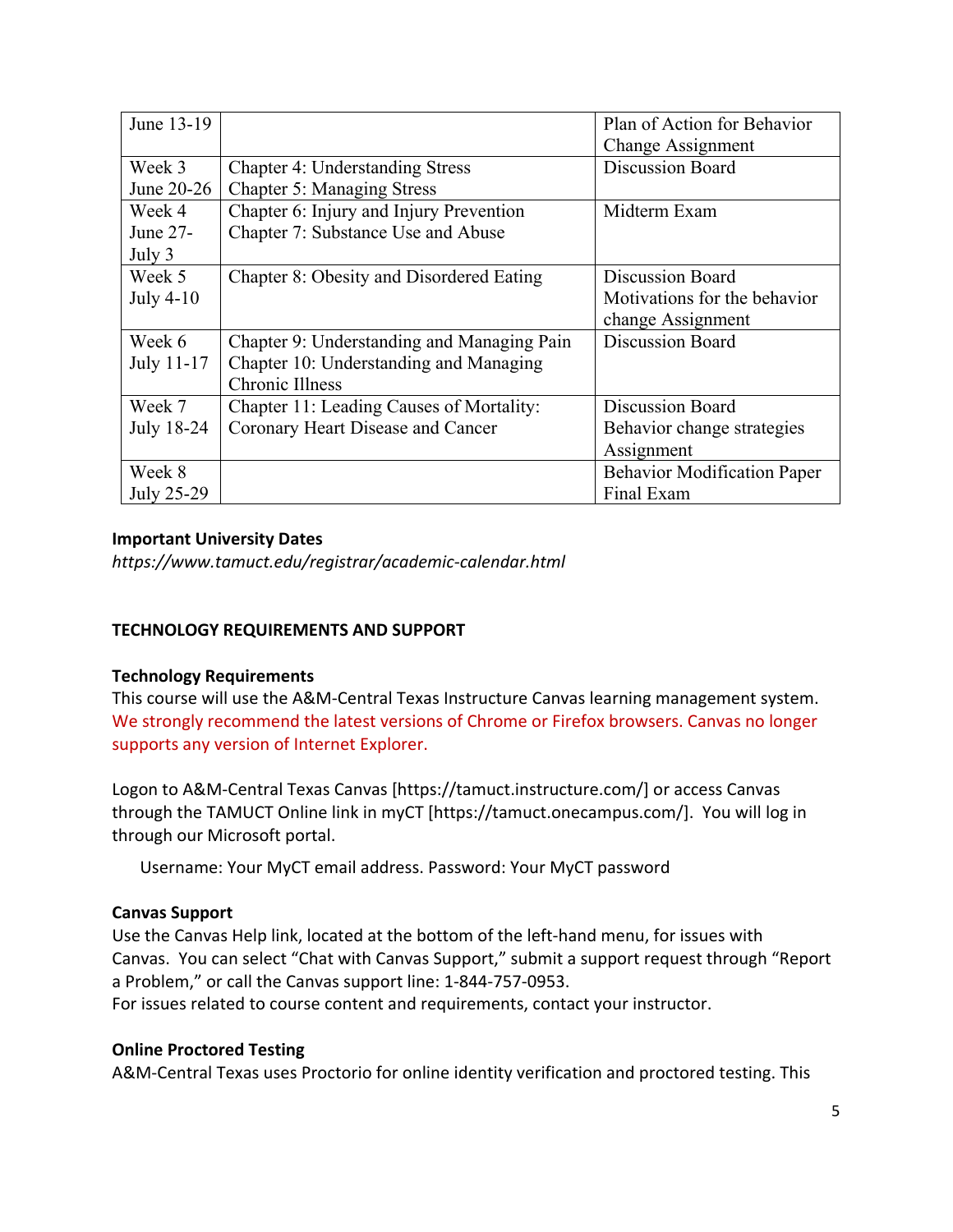| | | |
|---|---|---|
| June 13-19 | | Plan of Action for Behavior Change Assignment |
| Week 3 June 20-26 | Chapter 4: Understanding Stress<br>Chapter 5: Managing Stress | Discussion Board |
| Week 4 June 27-July 3 | Chapter 6: Injury and Injury Prevention<br>Chapter 7: Substance Use and Abuse | Midterm Exam |
| Week 5 July 4-10 | Chapter 8: Obesity and Disordered Eating | Discussion Board<br>Motivations for the behavior change Assignment |
| Week 6 July 11-17 | Chapter 9: Understanding and Managing Pain<br>Chapter 10: Understanding and Managing Chronic Illness | Discussion Board |
| Week 7 July 18-24 | Chapter 11: Leading Causes of Mortality: Coronary Heart Disease and Cancer | Discussion Board<br>Behavior change strategies Assignment |
| Week 8 July 25-29 | | Behavior Modification Paper<br>Final Exam |

**Important University Dates**

*https://www.tamuct.edu/registrar/academic-calendar.html*

## TECHNOLOGY REQUIREMENTS AND SUPPORT

**Technology Requirements**

This course will use the A&M-Central Texas Instructure Canvas learning management system. We strongly recommend the latest versions of Chrome or Firefox browsers. Canvas no longer supports any version of Internet Explorer.

Logon to A&M-Central Texas Canvas [https://tamuct.instructure.com/] or access Canvas through the TAMUCT Online link in myCT [https://tamuct.onecampus.com/]. You will log in through our Microsoft portal.

Username: Your MyCT email address. Password: Your MyCT password

**Canvas Support**

Use the Canvas Help link, located at the bottom of the left-hand menu, for issues with Canvas. You can select "Chat with Canvas Support," submit a support request through "Report a Problem," or call the Canvas support line: 1-844-757-0953.
For issues related to course content and requirements, contact your instructor.

**Online Proctored Testing**

A&M-Central Texas uses Proctorio for online identity verification and proctored testing. This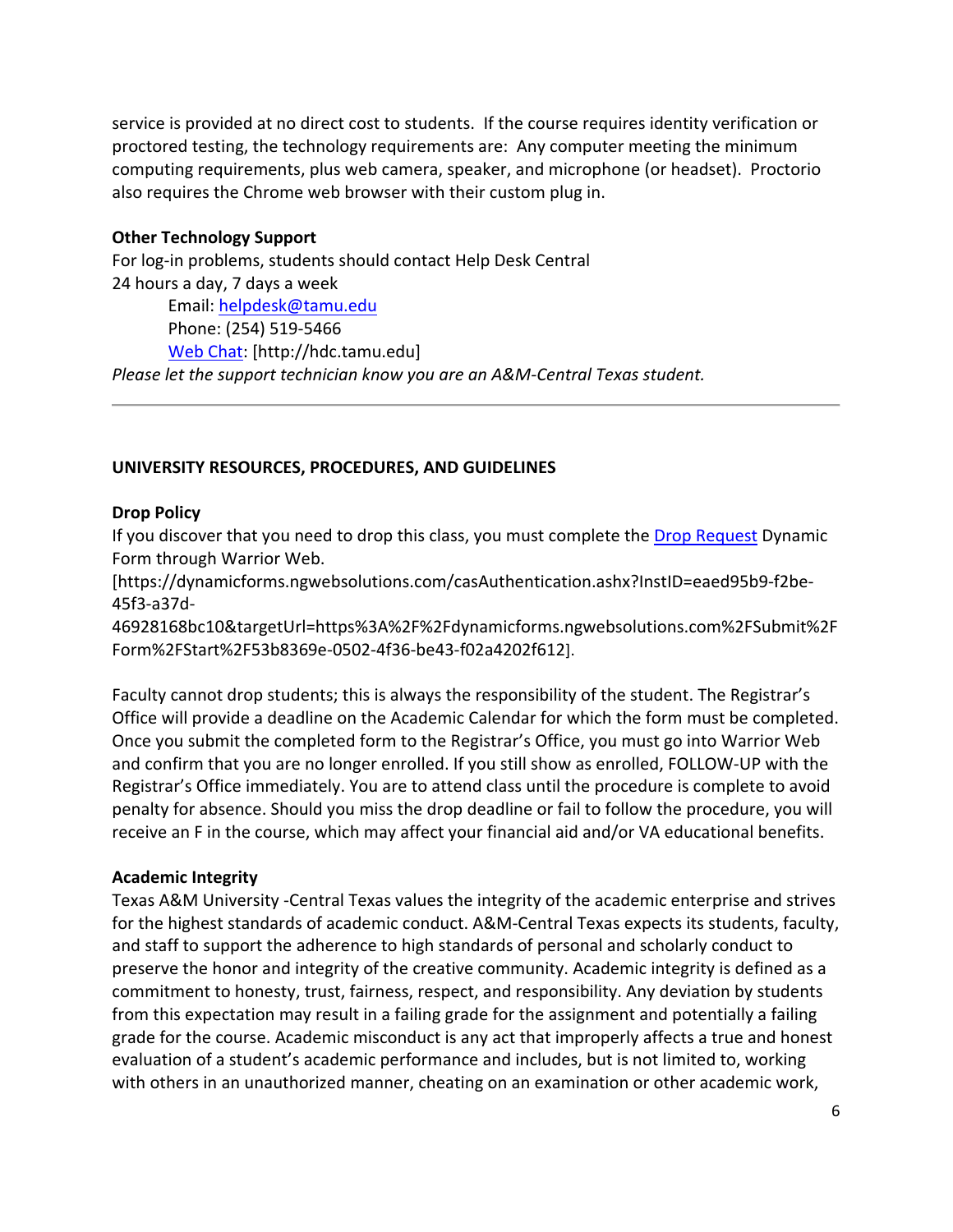service is provided at no direct cost to students. If the course requires identity verification or proctored testing, the technology requirements are: Any computer meeting the minimum computing requirements, plus web camera, speaker, and microphone (or headset). Proctorio also requires the Chrome web browser with their custom plug in.

**Other Technology Support**

For log-in problems, students should contact Help Desk Central
24 hours a day, 7 days a week

> Email: [helpdesk@tamu.edu](mailto:helpdesk@tamu.edu)
> Phone: (254) 519-5466
> [Web Chat](http://hdc.tamu.edu): [http://hdc.tamu.edu]

*Please let the support technician know you are an A&M-Central Texas student.*

---

**UNIVERSITY RESOURCES, PROCEDURES, AND GUIDELINES**

**Drop Policy**

If you discover that you need to drop this class, you must complete the [Drop Request](https://dynamicforms.ngwebsolutions.com/casAuthentication.ashx?InstID=eaed95b9-f2be-45f3-a37d-46928168bc10&targetUrl=https%3A%2F%2Fdynamicforms.ngwebsolutions.com%2FSubmit%2FForm%2FStart%2F53b8369e-0502-4f36-be43-f02a4202f612) Dynamic Form through Warrior Web.
[https://dynamicforms.ngwebsolutions.com/casAuthentication.ashx?InstID=eaed95b9-f2be-45f3-a37d-46928168bc10&targetUrl=https%3A%2F%2Fdynamicforms.ngwebsolutions.com%2FSubmit%2FForm%2FStart%2F53b8369e-0502-4f36-be43-f02a4202f612].

Faculty cannot drop students; this is always the responsibility of the student. The Registrar's Office will provide a deadline on the Academic Calendar for which the form must be completed. Once you submit the completed form to the Registrar's Office, you must go into Warrior Web and confirm that you are no longer enrolled. If you still show as enrolled, FOLLOW-UP with the Registrar's Office immediately. You are to attend class until the procedure is complete to avoid penalty for absence. Should you miss the drop deadline or fail to follow the procedure, you will receive an F in the course, which may affect your financial aid and/or VA educational benefits.

**Academic Integrity**

Texas A&M University -Central Texas values the integrity of the academic enterprise and strives for the highest standards of academic conduct. A&M-Central Texas expects its students, faculty, and staff to support the adherence to high standards of personal and scholarly conduct to preserve the honor and integrity of the creative community. Academic integrity is defined as a commitment to honesty, trust, fairness, respect, and responsibility. Any deviation by students from this expectation may result in a failing grade for the assignment and potentially a failing grade for the course. Academic misconduct is any act that improperly affects a true and honest evaluation of a student's academic performance and includes, but is not limited to, working with others in an unauthorized manner, cheating on an examination or other academic work,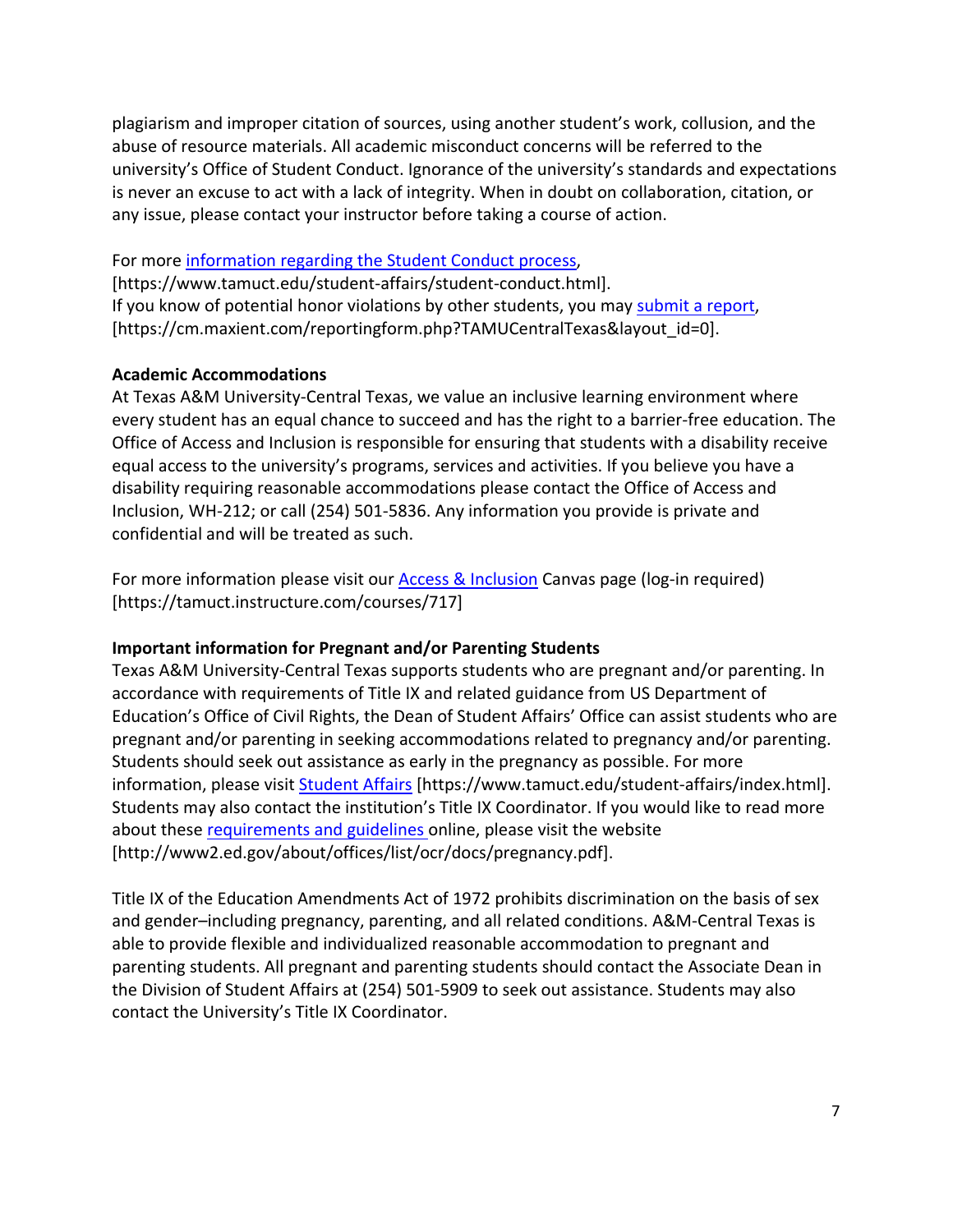plagiarism and improper citation of sources, using another student's work, collusion, and the abuse of resource materials. All academic misconduct concerns will be referred to the university's Office of Student Conduct. Ignorance of the university's standards and expectations is never an excuse to act with a lack of integrity. When in doubt on collaboration, citation, or any issue, please contact your instructor before taking a course of action.

For more information regarding the Student Conduct process, [https://www.tamuct.edu/student-affairs/student-conduct.html].
If you know of potential honor violations by other students, you may submit a report, [https://cm.maxient.com/reportingform.php?TAMUCentralTexas&layout_id=0].

**Academic Accommodations**
At Texas A&M University-Central Texas, we value an inclusive learning environment where every student has an equal chance to succeed and has the right to a barrier-free education. The Office of Access and Inclusion is responsible for ensuring that students with a disability receive equal access to the university's programs, services and activities. If you believe you have a disability requiring reasonable accommodations please contact the Office of Access and Inclusion, WH-212; or call (254) 501-5836. Any information you provide is private and confidential and will be treated as such.

For more information please visit our Access & Inclusion Canvas page (log-in required) [https://tamuct.instructure.com/courses/717]

**Important information for Pregnant and/or Parenting Students**
Texas A&M University-Central Texas supports students who are pregnant and/or parenting. In accordance with requirements of Title IX and related guidance from US Department of Education's Office of Civil Rights, the Dean of Student Affairs' Office can assist students who are pregnant and/or parenting in seeking accommodations related to pregnancy and/or parenting. Students should seek out assistance as early in the pregnancy as possible. For more information, please visit Student Affairs [https://www.tamuct.edu/student-affairs/index.html]. Students may also contact the institution's Title IX Coordinator. If you would like to read more about these requirements and guidelines online, please visit the website [http://www2.ed.gov/about/offices/list/ocr/docs/pregnancy.pdf].

Title IX of the Education Amendments Act of 1972 prohibits discrimination on the basis of sex and gender–including pregnancy, parenting, and all related conditions. A&M-Central Texas is able to provide flexible and individualized reasonable accommodation to pregnant and parenting students. All pregnant and parenting students should contact the Associate Dean in the Division of Student Affairs at (254) 501-5909 to seek out assistance. Students may also contact the University's Title IX Coordinator.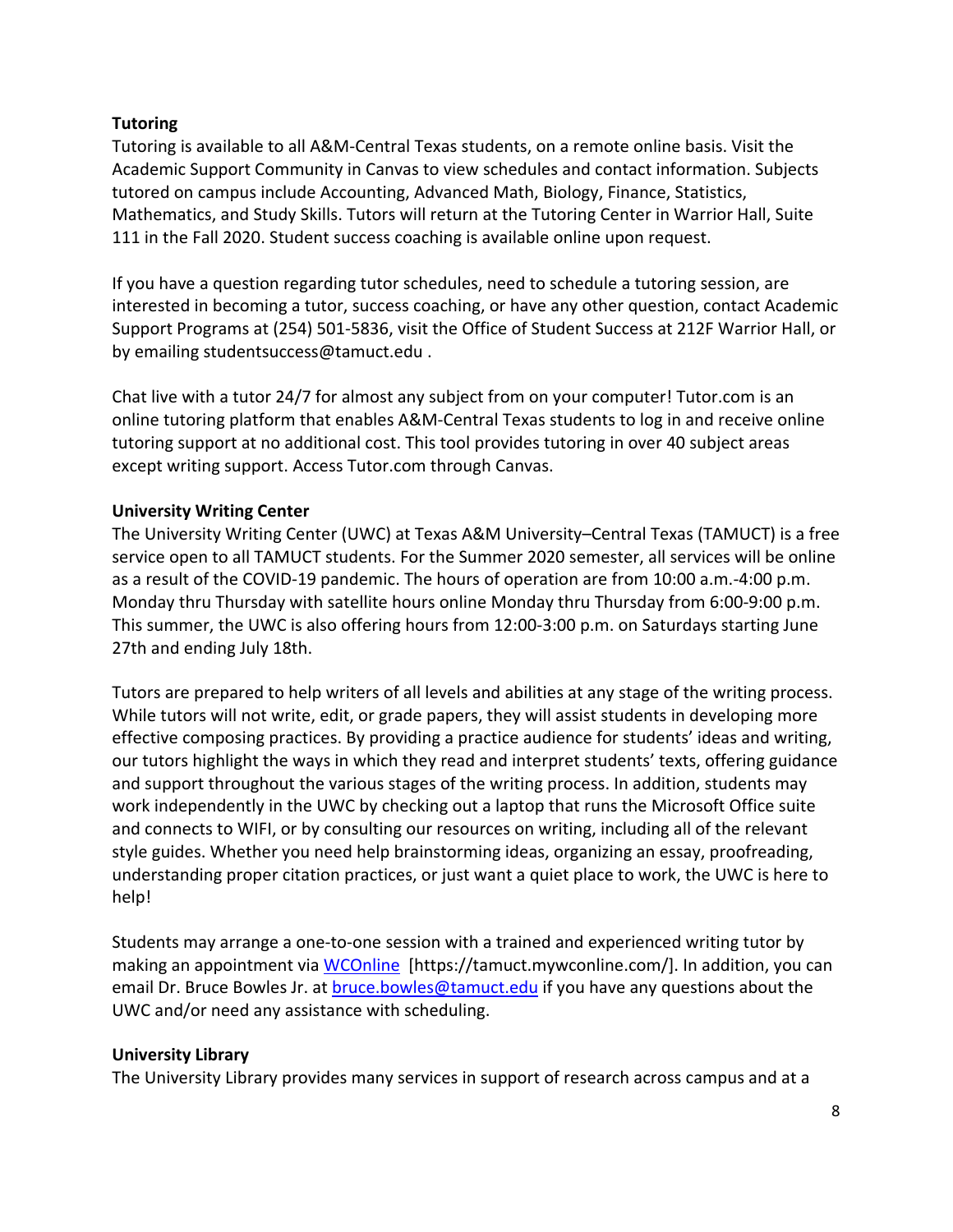**Tutoring**

Tutoring is available to all A&M-Central Texas students, on a remote online basis. Visit the Academic Support Community in Canvas to view schedules and contact information. Subjects tutored on campus include Accounting, Advanced Math, Biology, Finance, Statistics, Mathematics, and Study Skills. Tutors will return at the Tutoring Center in Warrior Hall, Suite 111 in the Fall 2020. Student success coaching is available online upon request.

If you have a question regarding tutor schedules, need to schedule a tutoring session, are interested in becoming a tutor, success coaching, or have any other question, contact Academic Support Programs at (254) 501-5836, visit the Office of Student Success at 212F Warrior Hall, or by emailing studentsuccess@tamuct.edu .

Chat live with a tutor 24/7 for almost any subject from on your computer! Tutor.com is an online tutoring platform that enables A&M-Central Texas students to log in and receive online tutoring support at no additional cost. This tool provides tutoring in over 40 subject areas except writing support. Access Tutor.com through Canvas.

**University Writing Center**

The University Writing Center (UWC) at Texas A&M University–Central Texas (TAMUCT) is a free service open to all TAMUCT students. For the Summer 2020 semester, all services will be online as a result of the COVID-19 pandemic. The hours of operation are from 10:00 a.m.-4:00 p.m. Monday thru Thursday with satellite hours online Monday thru Thursday from 6:00-9:00 p.m. This summer, the UWC is also offering hours from 12:00-3:00 p.m. on Saturdays starting June 27th and ending July 18th.

Tutors are prepared to help writers of all levels and abilities at any stage of the writing process. While tutors will not write, edit, or grade papers, they will assist students in developing more effective composing practices. By providing a practice audience for students' ideas and writing, our tutors highlight the ways in which they read and interpret students' texts, offering guidance and support throughout the various stages of the writing process. In addition, students may work independently in the UWC by checking out a laptop that runs the Microsoft Office suite and connects to WIFI, or by consulting our resources on writing, including all of the relevant style guides. Whether you need help brainstorming ideas, organizing an essay, proofreading, understanding proper citation practices, or just want a quiet place to work, the UWC is here to help!

Students may arrange a one-to-one session with a trained and experienced writing tutor by making an appointment via [WCOnline](https://tamuct.mywconline.com/) [https://tamuct.mywconline.com/]. In addition, you can email Dr. Bruce Bowles Jr. at [bruce.bowles@tamuct.edu](mailto:bruce.bowles@tamuct.edu) if you have any questions about the UWC and/or need any assistance with scheduling.

**University Library**

The University Library provides many services in support of research across campus and at a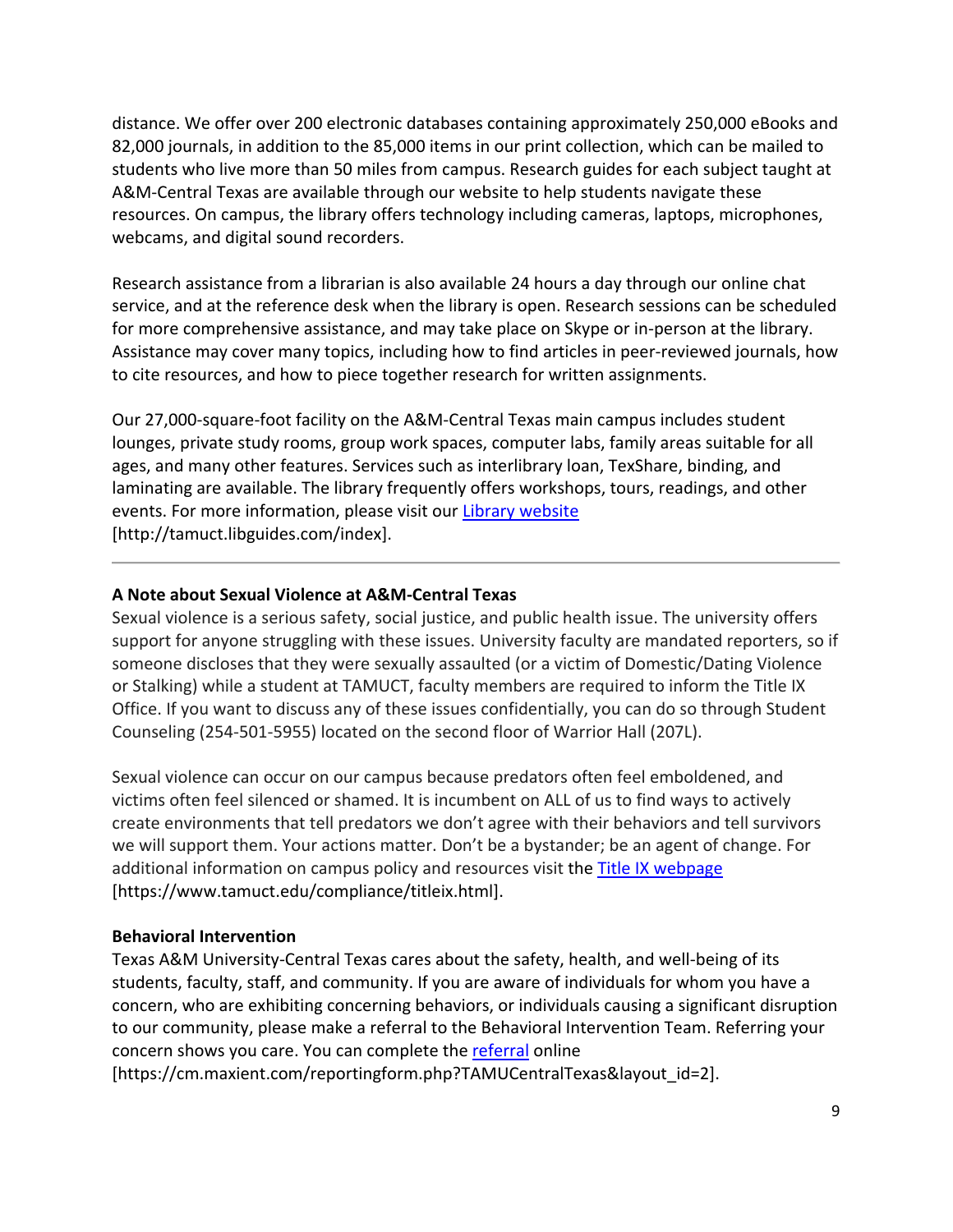distance. We offer over 200 electronic databases containing approximately 250,000 eBooks and 82,000 journals, in addition to the 85,000 items in our print collection, which can be mailed to students who live more than 50 miles from campus. Research guides for each subject taught at A&M-Central Texas are available through our website to help students navigate these resources. On campus, the library offers technology including cameras, laptops, microphones, webcams, and digital sound recorders.

Research assistance from a librarian is also available 24 hours a day through our online chat service, and at the reference desk when the library is open. Research sessions can be scheduled for more comprehensive assistance, and may take place on Skype or in-person at the library. Assistance may cover many topics, including how to find articles in peer-reviewed journals, how to cite resources, and how to piece together research for written assignments.

Our 27,000-square-foot facility on the A&M-Central Texas main campus includes student lounges, private study rooms, group work spaces, computer labs, family areas suitable for all ages, and many other features. Services such as interlibrary loan, TexShare, binding, and laminating are available. The library frequently offers workshops, tours, readings, and other events. For more information, please visit our [Library website](http://tamuct.libguides.com/index) [http://tamuct.libguides.com/index].

---

**A Note about Sexual Violence at A&M-Central Texas**

Sexual violence is a serious safety, social justice, and public health issue. The university offers support for anyone struggling with these issues. University faculty are mandated reporters, so if someone discloses that they were sexually assaulted (or a victim of Domestic/Dating Violence or Stalking) while a student at TAMUCT, faculty members are required to inform the Title IX Office. If you want to discuss any of these issues confidentially, you can do so through Student Counseling (254-501-5955) located on the second floor of Warrior Hall (207L).

Sexual violence can occur on our campus because predators often feel emboldened, and victims often feel silenced or shamed. It is incumbent on ALL of us to find ways to actively create environments that tell predators we don't agree with their behaviors and tell survivors we will support them. Your actions matter. Don't be a bystander; be an agent of change. For additional information on campus policy and resources visit the [Title IX webpage](https://www.tamuct.edu/compliance/titleix.html) [https://www.tamuct.edu/compliance/titleix.html].

**Behavioral Intervention**

Texas A&M University-Central Texas cares about the safety, health, and well-being of its students, faculty, staff, and community. If you are aware of individuals for whom you have a concern, who are exhibiting concerning behaviors, or individuals causing a significant disruption to our community, please make a referral to the Behavioral Intervention Team. Referring your concern shows you care. You can complete the [referral](https://cm.maxient.com/reportingform.php?TAMUCentralTexas&layout_id=2) online [https://cm.maxient.com/reportingform.php?TAMUCentralTexas&layout_id=2].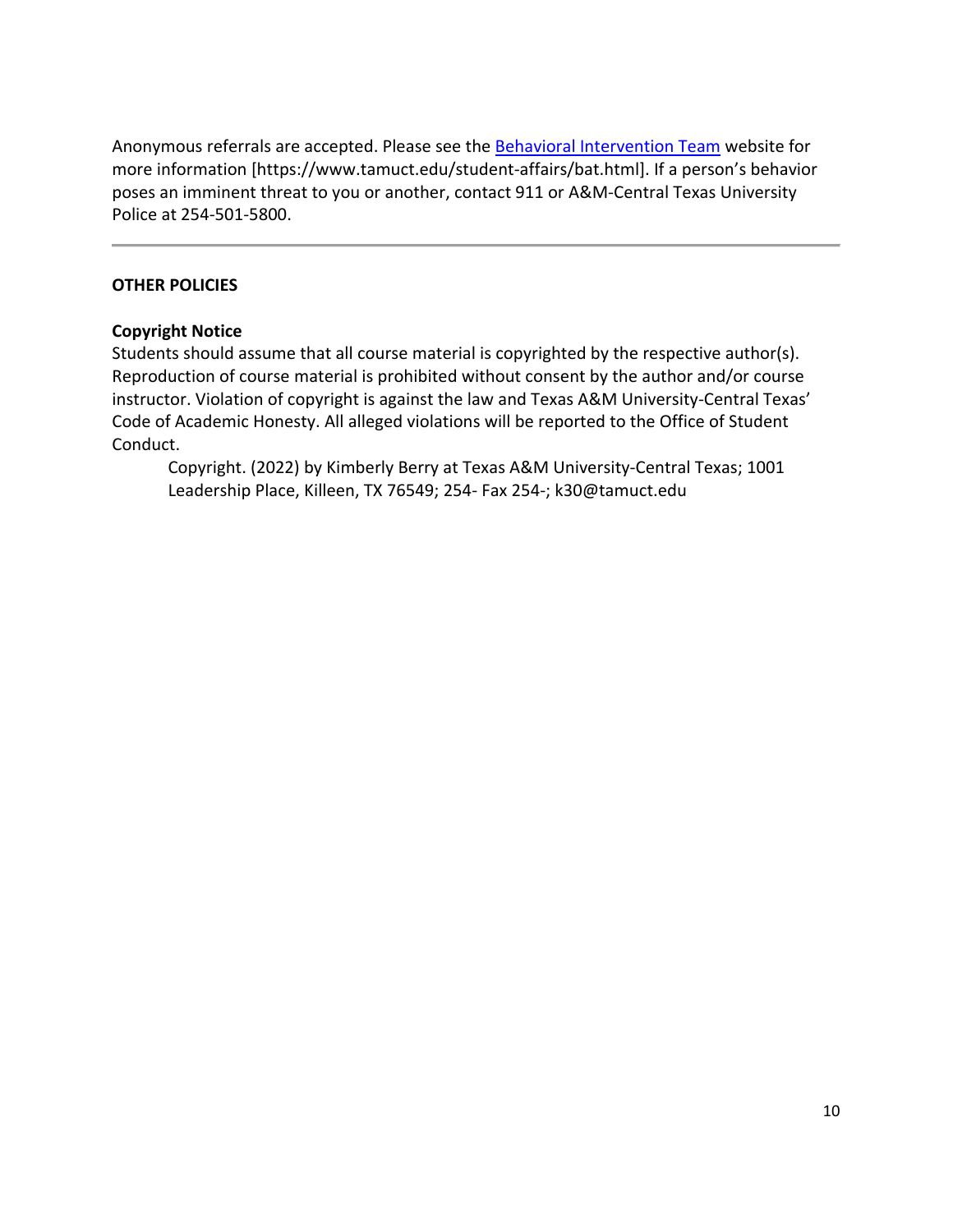Anonymous referrals are accepted. Please see the [Behavioral Intervention Team](https://www.tamuct.edu/student-affairs/bat.html) website for more information [https://www.tamuct.edu/student-affairs/bat.html]. If a person's behavior poses an imminent threat to you or another, contact 911 or A&M-Central Texas University Police at 254-501-5800.

---

**OTHER POLICIES**

**Copyright Notice**

Students should assume that all course material is copyrighted by the respective author(s). Reproduction of course material is prohibited without consent by the author and/or course instructor. Violation of copyright is against the law and Texas A&M University-Central Texas' Code of Academic Honesty. All alleged violations will be reported to the Office of Student Conduct.

> Copyright. (2022) by Kimberly Berry at Texas A&M University-Central Texas; 1001 Leadership Place, Killeen, TX 76549; 254- Fax 254-; k30@tamuct.edu